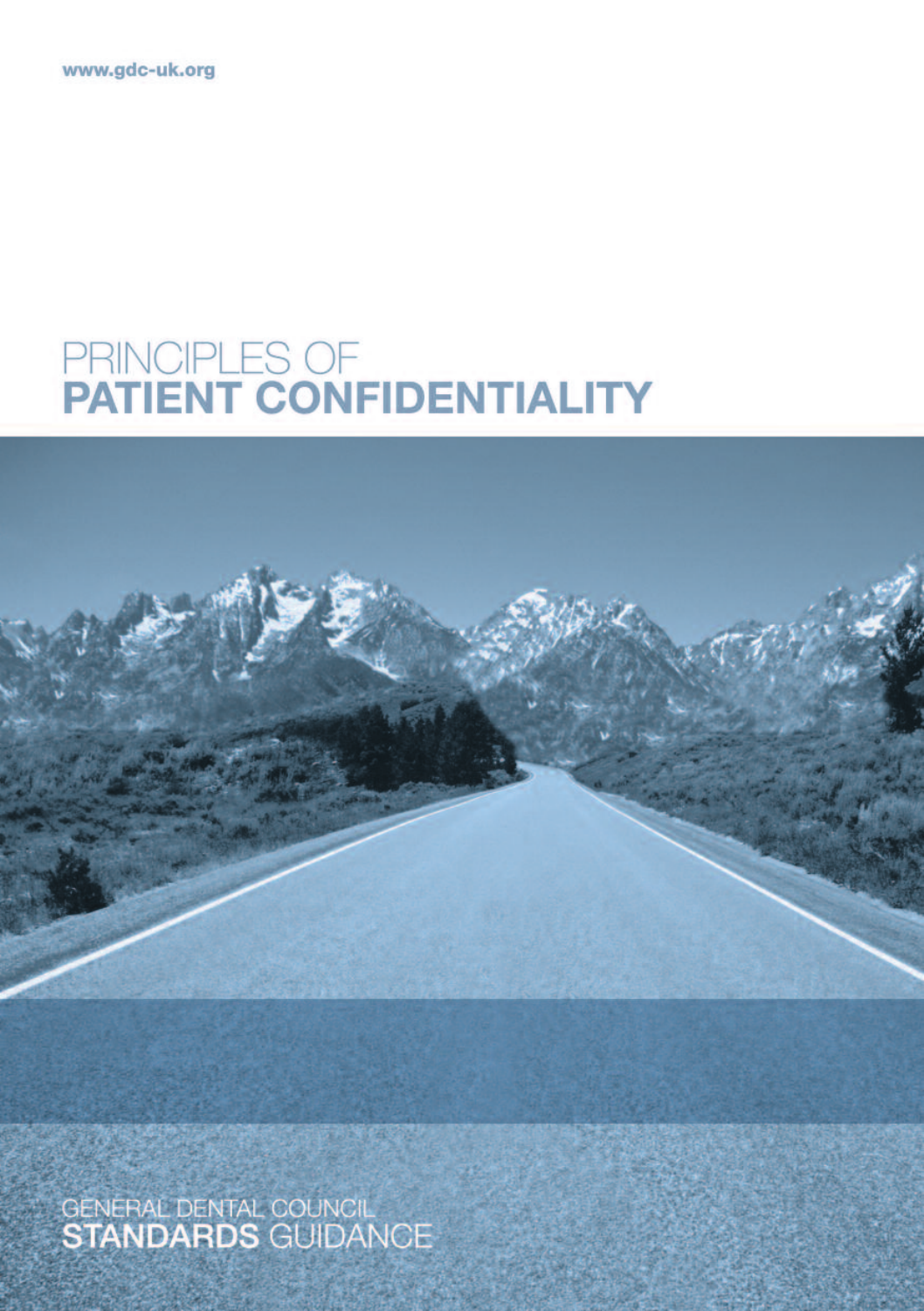www.gdc-uk.org

# PRINCIPLES OF **PATIENT CONFIDENTIALITY**

GENERAL DENTAL COUNCIL
**STANDARDS** GUIDANCE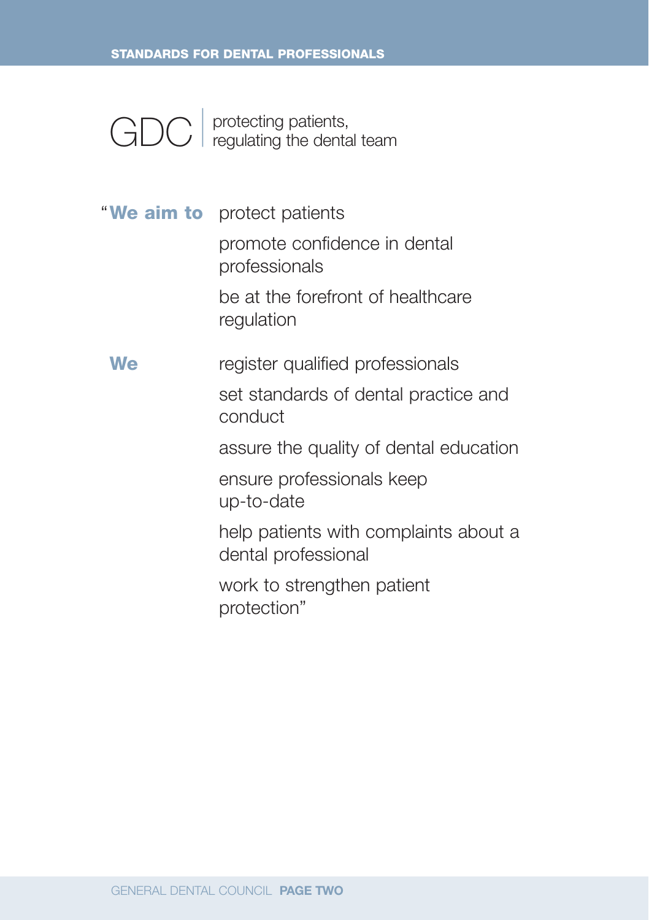GDC | protecting patients, regulating the dental team

“**We aim to**

- protect patients
- promote confidence in dental professionals
- be at the forefront of healthcare regulation

**We**

- register qualified professionals
- set standards of dental practice and conduct
- assure the quality of dental education
- ensure professionals keep up-to-date
- help patients with complaints about a dental professional
- work to strengthen patient protection”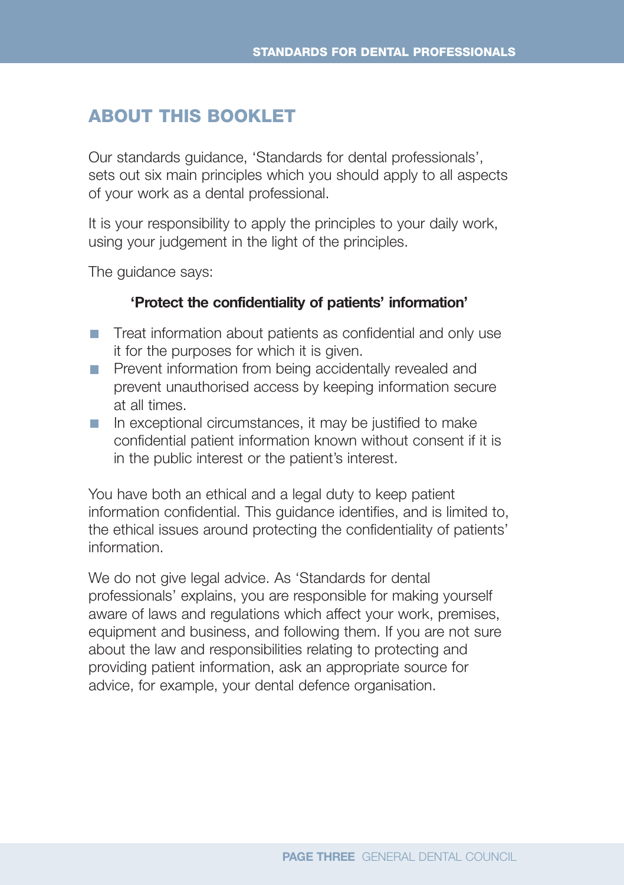## ABOUT THIS BOOKLET

Our standards guidance, 'Standards for dental professionals', sets out six main principles which you should apply to all aspects of your work as a dental professional.

It is your responsibility to apply the principles to your daily work, using your judgement in the light of the principles.

The guidance says:

**'Protect the confidentiality of patients' information'**

- Treat information about patients as confidential and only use it for the purposes for which it is given.
- Prevent information from being accidentally revealed and prevent unauthorised access by keeping information secure at all times.
- In exceptional circumstances, it may be justified to make confidential patient information known without consent if it is in the public interest or the patient's interest.

You have both an ethical and a legal duty to keep patient information confidential. This guidance identifies, and is limited to, the ethical issues around protecting the confidentiality of patients' information.

We do not give legal advice. As 'Standards for dental professionals' explains, you are responsible for making yourself aware of laws and regulations which affect your work, premises, equipment and business, and following them. If you are not sure about the law and responsibilities relating to protecting and providing patient information, ask an appropriate source for advice, for example, your dental defence organisation.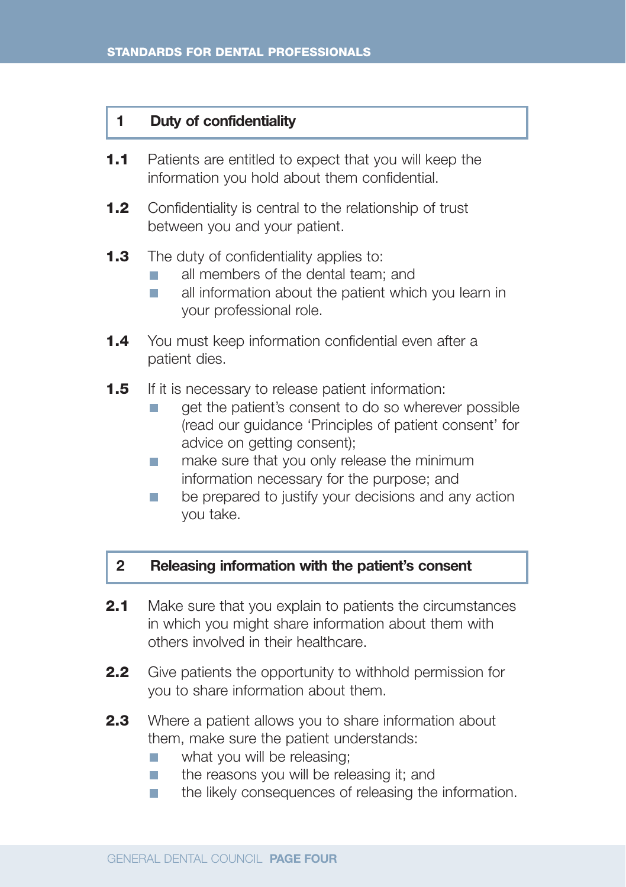## 1 Duty of confidentiality

**1.1** Patients are entitled to expect that you will keep the information you hold about them confidential.

**1.2** Confidentiality is central to the relationship of trust between you and your patient.

**1.3** The duty of confidentiality applies to:

- all members of the dental team; and
- all information about the patient which you learn in your professional role.

**1.4** You must keep information confidential even after a patient dies.

**1.5** If it is necessary to release patient information:

- get the patient's consent to do so wherever possible (read our guidance 'Principles of patient consent' for advice on getting consent);
- make sure that you only release the minimum information necessary for the purpose; and
- be prepared to justify your decisions and any action you take.

## 2 Releasing information with the patient's consent

**2.1** Make sure that you explain to patients the circumstances in which you might share information about them with others involved in their healthcare.

**2.2** Give patients the opportunity to withhold permission for you to share information about them.

**2.3** Where a patient allows you to share information about them, make sure the patient understands:

- what you will be releasing;
- the reasons you will be releasing it; and
- the likely consequences of releasing the information.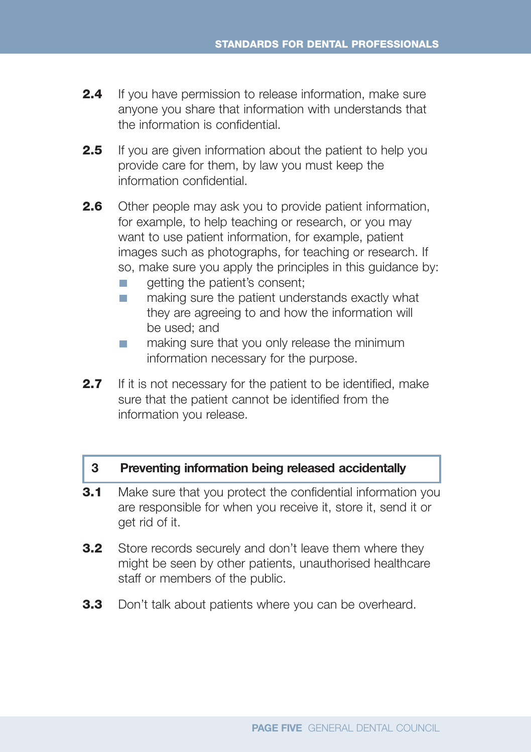**2.4** If you have permission to release information, make sure anyone you share that information with understands that the information is confidential.

**2.5** If you are given information about the patient to help you provide care for them, by law you must keep the information confidential.

**2.6** Other people may ask you to provide patient information, for example, to help teaching or research, or you may want to use patient information, for example, patient images such as photographs, for teaching or research. If so, make sure you apply the principles in this guidance by:

- getting the patient's consent;
- making sure the patient understands exactly what they are agreeing to and how the information will be used; and
- making sure that you only release the minimum information necessary for the purpose.

**2.7** If it is not necessary for the patient to be identified, make sure that the patient cannot be identified from the information you release.

## 3 Preventing information being released accidentally

**3.1** Make sure that you protect the confidential information you are responsible for when you receive it, store it, send it or get rid of it.

**3.2** Store records securely and don't leave them where they might be seen by other patients, unauthorised healthcare staff or members of the public.

**3.3** Don't talk about patients where you can be overheard.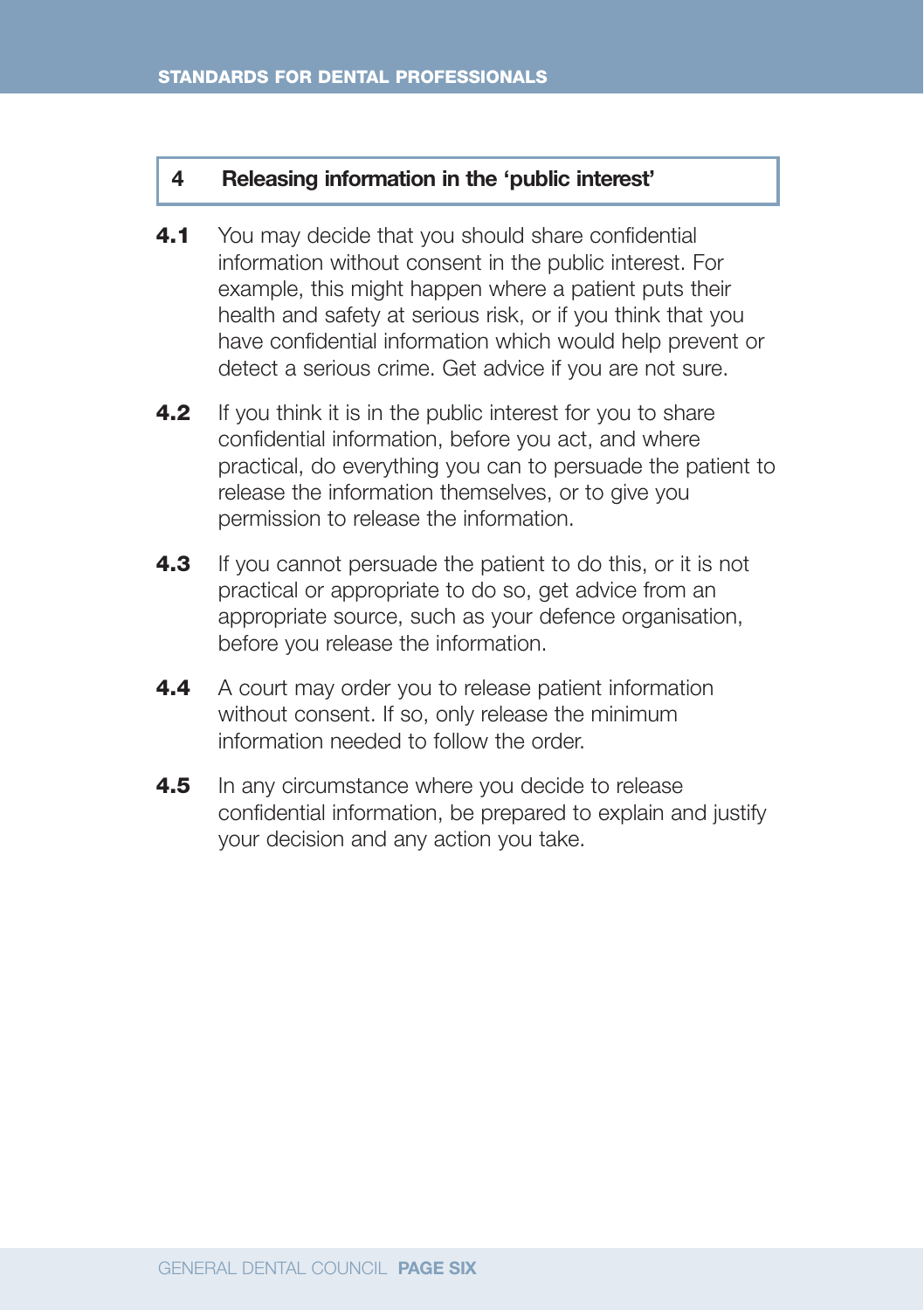## 4 Releasing information in the 'public interest'

**4.1** You may decide that you should share confidential information without consent in the public interest. For example, this might happen where a patient puts their health and safety at serious risk, or if you think that you have confidential information which would help prevent or detect a serious crime. Get advice if you are not sure.

**4.2** If you think it is in the public interest for you to share confidential information, before you act, and where practical, do everything you can to persuade the patient to release the information themselves, or to give you permission to release the information.

**4.3** If you cannot persuade the patient to do this, or it is not practical or appropriate to do so, get advice from an appropriate source, such as your defence organisation, before you release the information.

**4.4** A court may order you to release patient information without consent. If so, only release the minimum information needed to follow the order.

**4.5** In any circumstance where you decide to release confidential information, be prepared to explain and justify your decision and any action you take.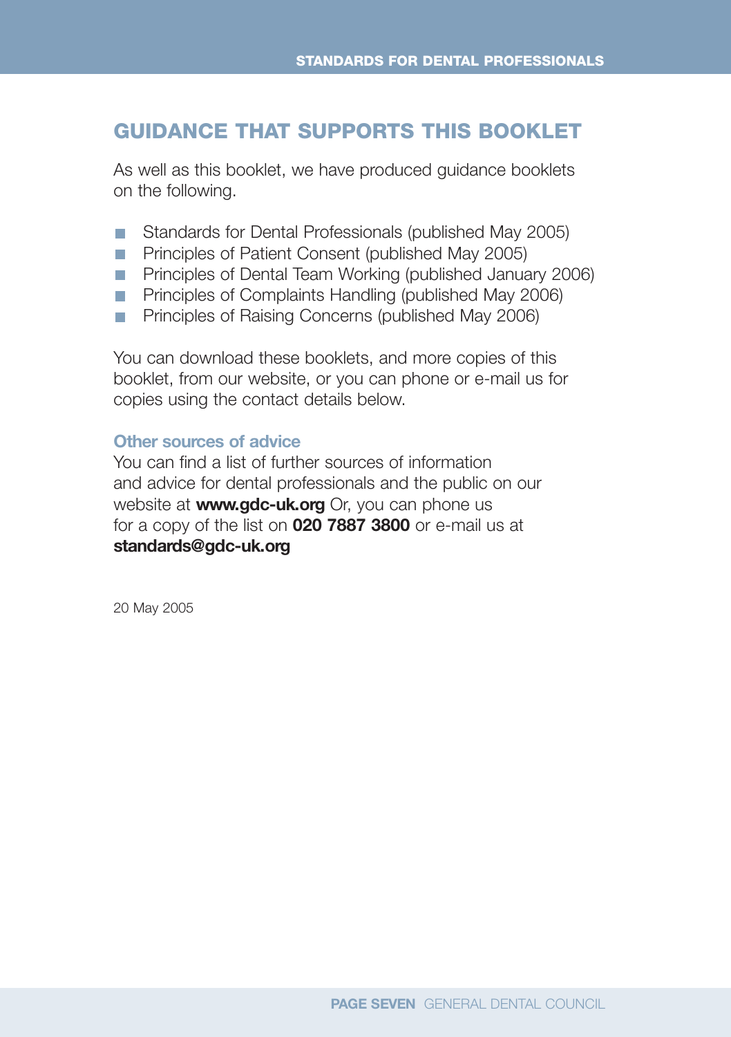## GUIDANCE THAT SUPPORTS THIS BOOKLET

As well as this booklet, we have produced guidance booklets on the following.

- Standards for Dental Professionals (published May 2005)
- Principles of Patient Consent (published May 2005)
- Principles of Dental Team Working (published January 2006)
- Principles of Complaints Handling (published May 2006)
- Principles of Raising Concerns (published May 2006)

You can download these booklets, and more copies of this booklet, from our website, or you can phone or e-mail us for copies using the contact details below.

### Other sources of advice

You can find a list of further sources of information and advice for dental professionals and the public on our website at **www.gdc-uk.org** Or, you can phone us for a copy of the list on **020 7887 3800** or e-mail us at **standards@gdc-uk.org**

20 May 2005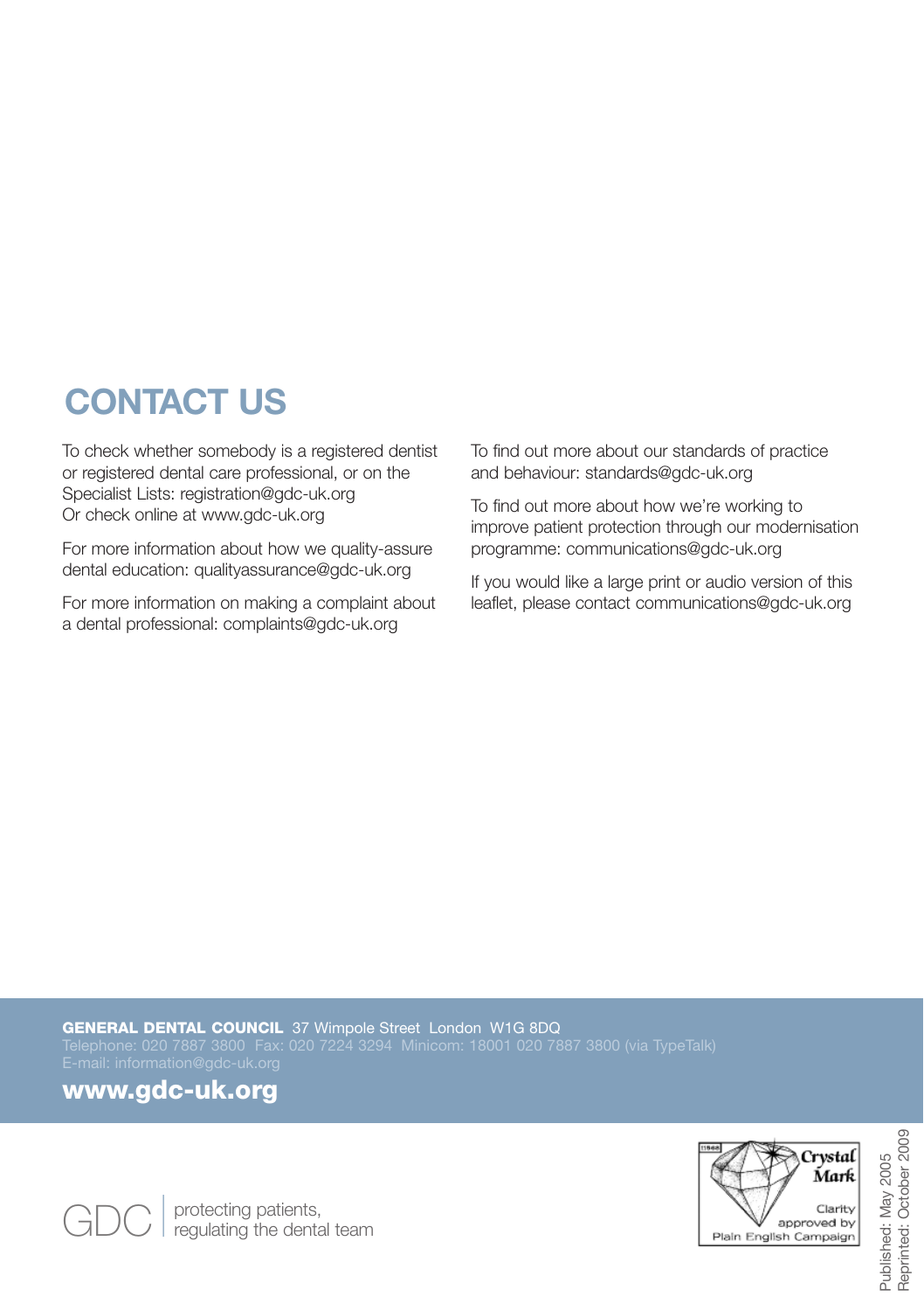# CONTACT US

To check whether somebody is a registered dentist or registered dental care professional, or on the Specialist Lists: registration@gdc-uk.org
Or check online at www.gdc-uk.org

For more information about how we quality-assure dental education: qualityassurance@gdc-uk.org

For more information on making a complaint about a dental professional: complaints@gdc-uk.org

To find out more about our standards of practice and behaviour: standards@gdc-uk.org

To find out more about how we're working to improve patient protection through our modernisation programme: communications@gdc-uk.org

If you would like a large print or audio version of this leaflet, please contact communications@gdc-uk.org

**GENERAL DENTAL COUNCIL** 37 Wimpole Street London W1G 8DQ
Telephone: 020 7887 3800 Fax: 020 7224 3294 Minicom: 18001 020 7887 3800 (via TypeTalk)
E-mail: information@gdc-uk.org

**www.gdc-uk.org**

GDC | protecting patients, regulating the dental team

Crystal Mark — Clarity approved by Plain English Campaign

Published: May 2005
Reprinted: October 2009